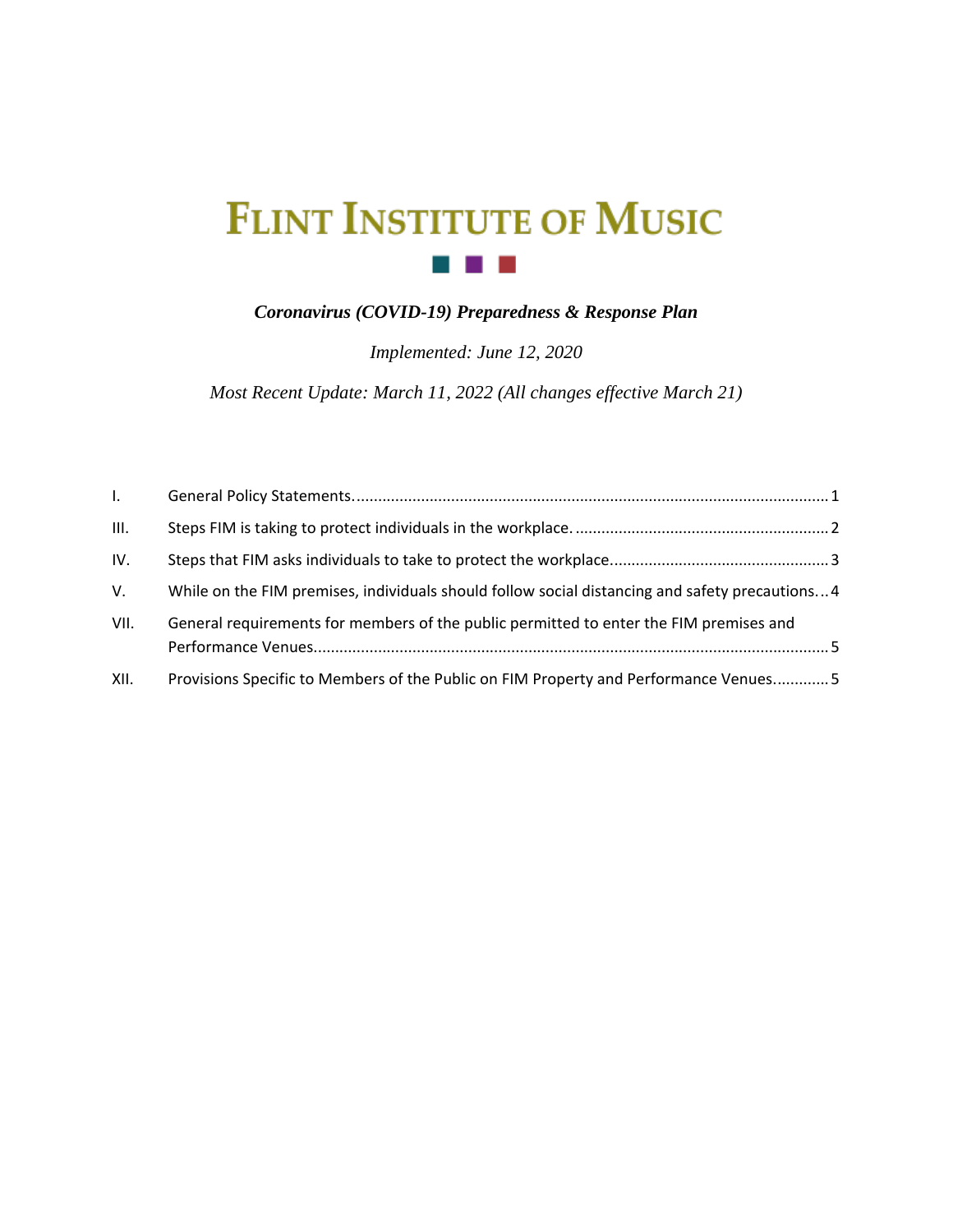# FLINT INSTITUTE OF MUSIC

***Coronavirus (COVID-19) Preparedness & Response Plan***

*Implemented: June 12, 2020*

*Most Recent Update: March 11, 2022 (All changes effective March 21)*

I. General Policy Statements .......... 1

III. Steps FIM is taking to protect individuals in the workplace. .......... 2

IV. Steps that FIM asks individuals to take to protect the workplace .......... 3

V. While on the FIM premises, individuals should follow social distancing and safety precautions ... 4

VII. General requirements for members of the public permitted to enter the FIM premises and Performance Venues .......... 5

XII. Provisions Specific to Members of the Public on FIM Property and Performance Venues .......... 5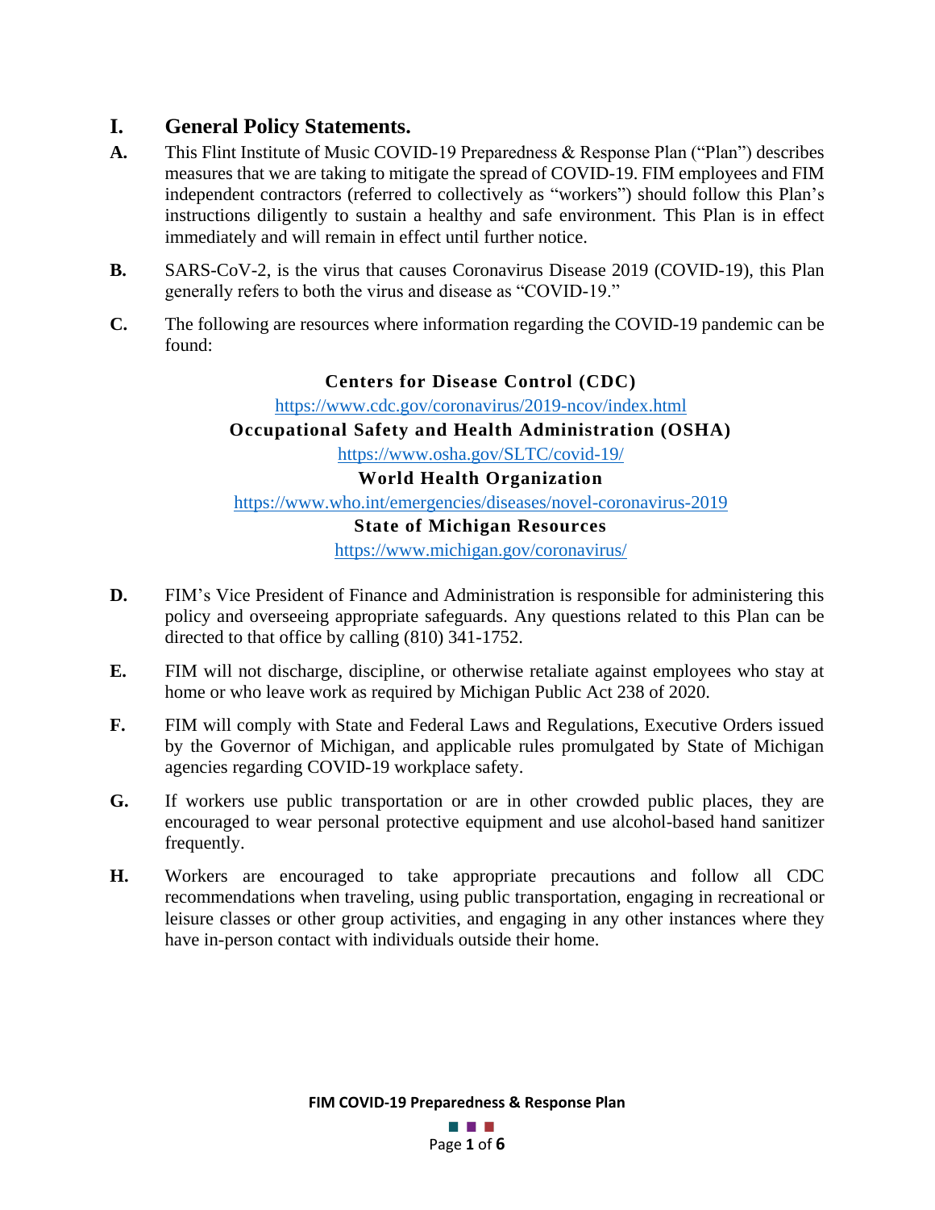# I. General Policy Statements.

**A.** This Flint Institute of Music COVID-19 Preparedness & Response Plan ("Plan") describes measures that we are taking to mitigate the spread of COVID-19. FIM employees and FIM independent contractors (referred to collectively as "workers") should follow this Plan's instructions diligently to sustain a healthy and safe environment. This Plan is in effect immediately and will remain in effect until further notice.

**B.** SARS-CoV-2, is the virus that causes Coronavirus Disease 2019 (COVID-19), this Plan generally refers to both the virus and disease as "COVID-19."

**C.** The following are resources where information regarding the COVID-19 pandemic can be found:

**Centers for Disease Control (CDC)**
https://www.cdc.gov/coronavirus/2019-ncov/index.html

**Occupational Safety and Health Administration (OSHA)**
https://www.osha.gov/SLTC/covid-19/

**World Health Organization**
https://www.who.int/emergencies/diseases/novel-coronavirus-2019

**State of Michigan Resources**
https://www.michigan.gov/coronavirus/

**D.** FIM's Vice President of Finance and Administration is responsible for administering this policy and overseeing appropriate safeguards. Any questions related to this Plan can be directed to that office by calling (810) 341-1752.

**E.** FIM will not discharge, discipline, or otherwise retaliate against employees who stay at home or who leave work as required by Michigan Public Act 238 of 2020.

**F.** FIM will comply with State and Federal Laws and Regulations, Executive Orders issued by the Governor of Michigan, and applicable rules promulgated by State of Michigan agencies regarding COVID-19 workplace safety.

**G.** If workers use public transportation or are in other crowded public places, they are encouraged to wear personal protective equipment and use alcohol-based hand sanitizer frequently.

**H.** Workers are encouraged to take appropriate precautions and follow all CDC recommendations when traveling, using public transportation, engaging in recreational or leisure classes or other group activities, and engaging in any other instances where they have in-person contact with individuals outside their home.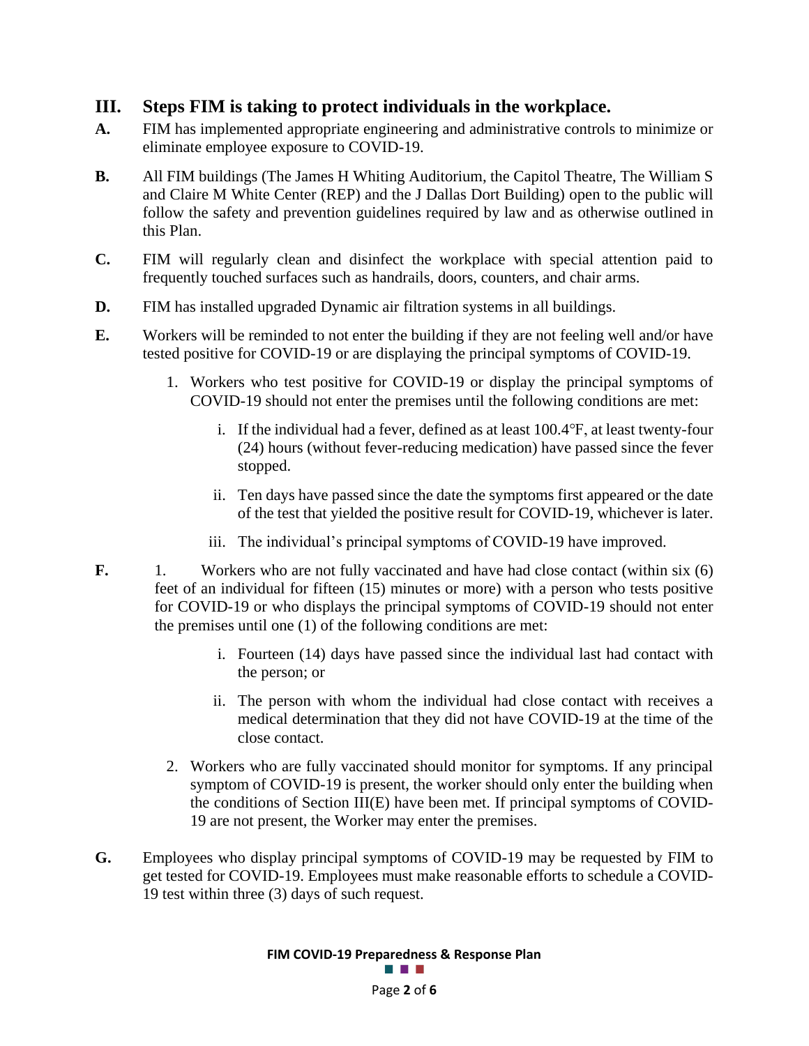## III. Steps FIM is taking to protect individuals in the workplace.

**A.** FIM has implemented appropriate engineering and administrative controls to minimize or eliminate employee exposure to COVID-19.

**B.** All FIM buildings (The James H Whiting Auditorium, the Capitol Theatre, The William S and Claire M White Center (REP) and the J Dallas Dort Building) open to the public will follow the safety and prevention guidelines required by law and as otherwise outlined in this Plan.

**C.** FIM will regularly clean and disinfect the workplace with special attention paid to frequently touched surfaces such as handrails, doors, counters, and chair arms.

**D.** FIM has installed upgraded Dynamic air filtration systems in all buildings.

**E.** Workers will be reminded to not enter the building if they are not feeling well and/or have tested positive for COVID-19 or are displaying the principal symptoms of COVID-19.

1. Workers who test positive for COVID-19 or display the principal symptoms of COVID-19 should not enter the premises until the following conditions are met:

   i. If the individual had a fever, defined as at least 100.4°F, at least twenty-four (24) hours (without fever-reducing medication) have passed since the fever stopped.

   ii. Ten days have passed since the date the symptoms first appeared or the date of the test that yielded the positive result for COVID-19, whichever is later.

   iii. The individual's principal symptoms of COVID-19 have improved.

**F.** 1. Workers who are not fully vaccinated and have had close contact (within six (6) feet of an individual for fifteen (15) minutes or more) with a person who tests positive for COVID-19 or who displays the principal symptoms of COVID-19 should not enter the premises until one (1) of the following conditions are met:

   i. Fourteen (14) days have passed since the individual last had contact with the person; or

   ii. The person with whom the individual had close contact with receives a medical determination that they did not have COVID-19 at the time of the close contact.

2. Workers who are fully vaccinated should monitor for symptoms. If any principal symptom of COVID-19 is present, the worker should only enter the building when the conditions of Section III(E) have been met. If principal symptoms of COVID-19 are not present, the Worker may enter the premises.

**G.** Employees who display principal symptoms of COVID-19 may be requested by FIM to get tested for COVID-19. Employees must make reasonable efforts to schedule a COVID-19 test within three (3) days of such request.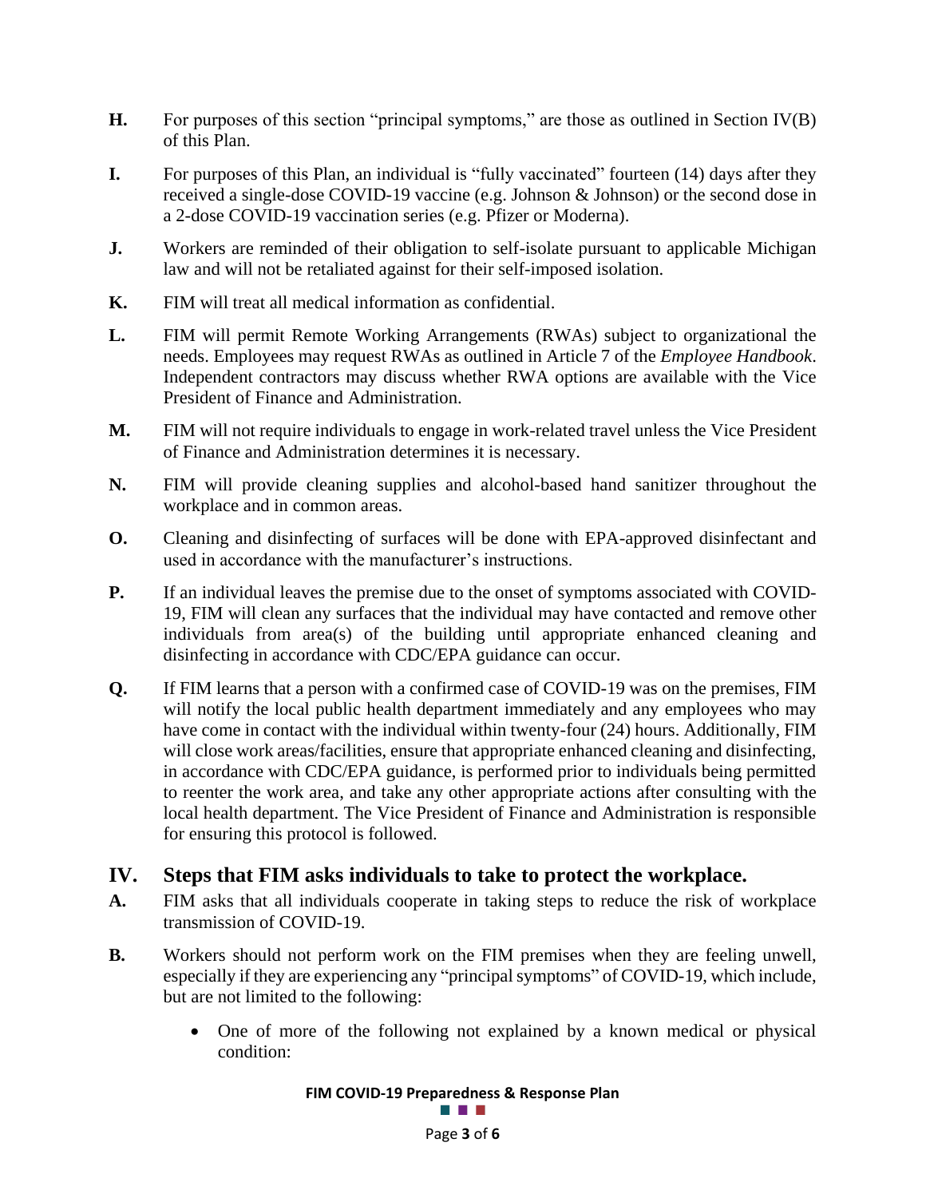**H.** For purposes of this section "principal symptoms," are those as outlined in Section IV(B) of this Plan.

**I.** For purposes of this Plan, an individual is "fully vaccinated" fourteen (14) days after they received a single-dose COVID-19 vaccine (e.g. Johnson & Johnson) or the second dose in a 2-dose COVID-19 vaccination series (e.g. Pfizer or Moderna).

**J.** Workers are reminded of their obligation to self-isolate pursuant to applicable Michigan law and will not be retaliated against for their self-imposed isolation.

**K.** FIM will treat all medical information as confidential.

**L.** FIM will permit Remote Working Arrangements (RWAs) subject to organizational the needs. Employees may request RWAs as outlined in Article 7 of the *Employee Handbook*. Independent contractors may discuss whether RWA options are available with the Vice President of Finance and Administration.

**M.** FIM will not require individuals to engage in work-related travel unless the Vice President of Finance and Administration determines it is necessary.

**N.** FIM will provide cleaning supplies and alcohol-based hand sanitizer throughout the workplace and in common areas.

**O.** Cleaning and disinfecting of surfaces will be done with EPA-approved disinfectant and used in accordance with the manufacturer's instructions.

**P.** If an individual leaves the premise due to the onset of symptoms associated with COVID-19, FIM will clean any surfaces that the individual may have contacted and remove other individuals from area(s) of the building until appropriate enhanced cleaning and disinfecting in accordance with CDC/EPA guidance can occur.

**Q.** If FIM learns that a person with a confirmed case of COVID-19 was on the premises, FIM will notify the local public health department immediately and any employees who may have come in contact with the individual within twenty-four (24) hours. Additionally, FIM will close work areas/facilities, ensure that appropriate enhanced cleaning and disinfecting, in accordance with CDC/EPA guidance, is performed prior to individuals being permitted to reenter the work area, and take any other appropriate actions after consulting with the local health department. The Vice President of Finance and Administration is responsible for ensuring this protocol is followed.

## IV. Steps that FIM asks individuals to take to protect the workplace.

**A.** FIM asks that all individuals cooperate in taking steps to reduce the risk of workplace transmission of COVID-19.

**B.** Workers should not perform work on the FIM premises when they are feeling unwell, especially if they are experiencing any "principal symptoms" of COVID-19, which include, but are not limited to the following:

- One of more of the following not explained by a known medical or physical condition: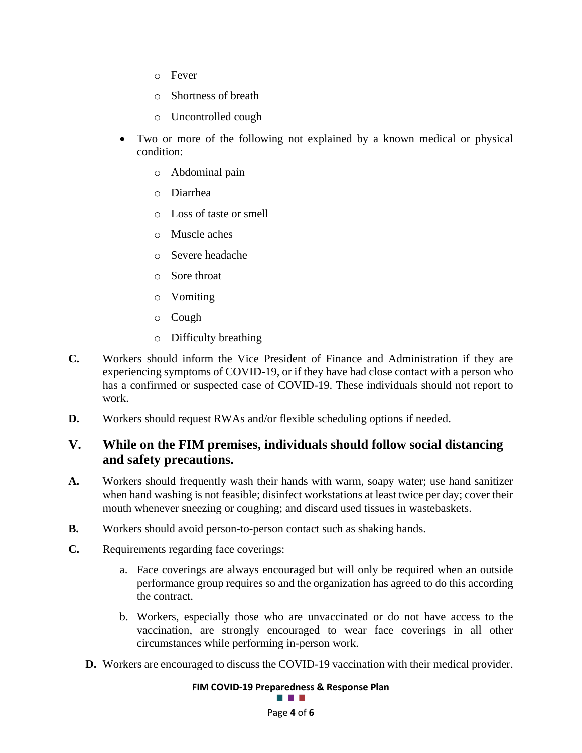- Fever
  - Shortness of breath
  - Uncontrolled cough

- Two or more of the following not explained by a known medical or physical condition:
  - Abdominal pain
  - Diarrhea
  - Loss of taste or smell
  - Muscle aches
  - Severe headache
  - Sore throat
  - Vomiting
  - Cough
  - Difficulty breathing

**C.** Workers should inform the Vice President of Finance and Administration if they are experiencing symptoms of COVID-19, or if they have had close contact with a person who has a confirmed or suspected case of COVID-19. These individuals should not report to work.

**D.** Workers should request RWAs and/or flexible scheduling options if needed.

## V. While on the FIM premises, individuals should follow social distancing and safety precautions.

**A.** Workers should frequently wash their hands with warm, soapy water; use hand sanitizer when hand washing is not feasible; disinfect workstations at least twice per day; cover their mouth whenever sneezing or coughing; and discard used tissues in wastebaskets.

**B.** Workers should avoid person-to-person contact such as shaking hands.

**C.** Requirements regarding face coverings:

a. Face coverings are always encouraged but will only be required when an outside performance group requires so and the organization has agreed to do this according the contract.

b. Workers, especially those who are unvaccinated or do not have access to the vaccination, are strongly encouraged to wear face coverings in all other circumstances while performing in-person work.

**D.** Workers are encouraged to discuss the COVID-19 vaccination with their medical provider.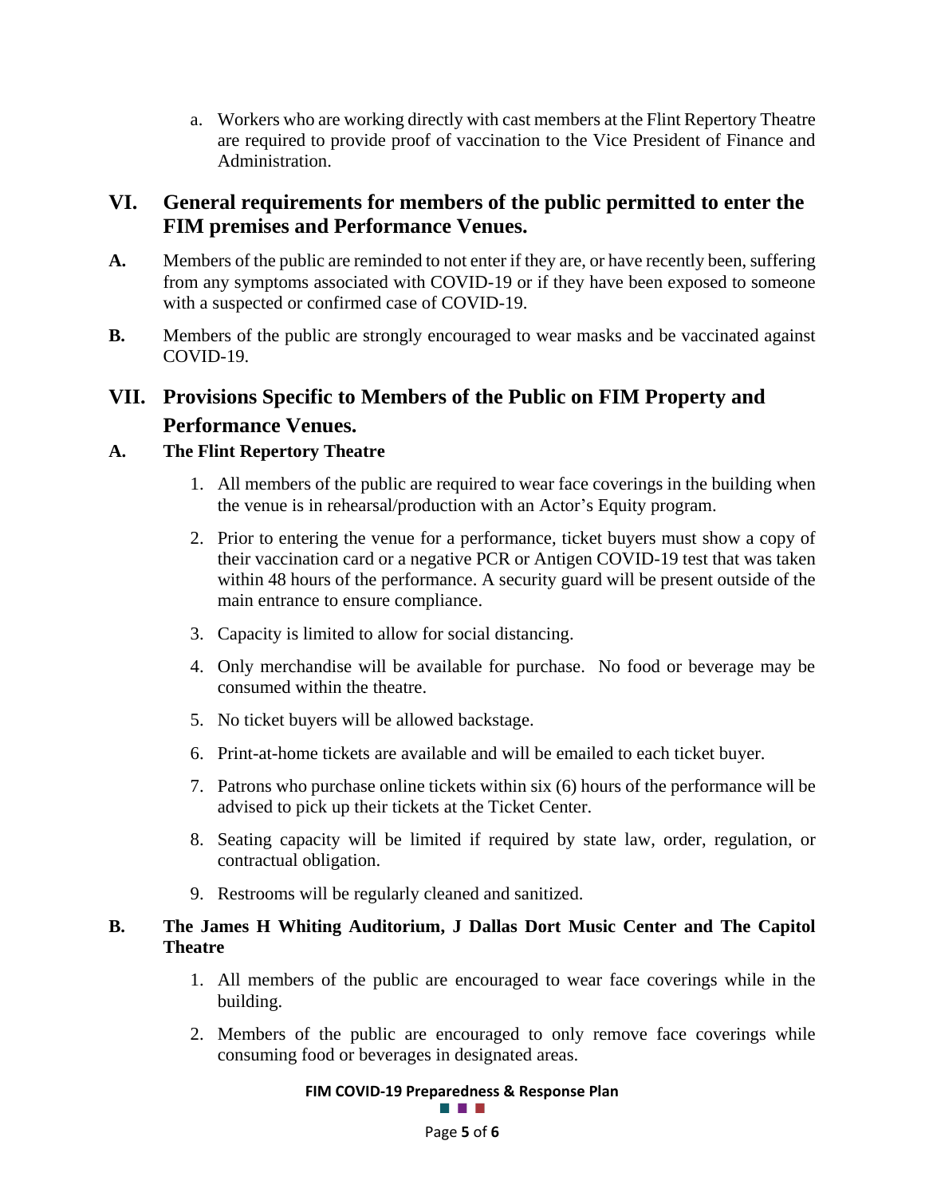a. Workers who are working directly with cast members at the Flint Repertory Theatre are required to provide proof of vaccination to the Vice President of Finance and Administration.

## VI. General requirements for members of the public permitted to enter the FIM premises and Performance Venues.

**A.** Members of the public are reminded to not enter if they are, or have recently been, suffering from any symptoms associated with COVID-19 or if they have been exposed to someone with a suspected or confirmed case of COVID-19.

**B.** Members of the public are strongly encouraged to wear masks and be vaccinated against COVID-19.

## VII. Provisions Specific to Members of the Public on FIM Property and Performance Venues.

### A. The Flint Repertory Theatre

1. All members of the public are required to wear face coverings in the building when the venue is in rehearsal/production with an Actor's Equity program.
2. Prior to entering the venue for a performance, ticket buyers must show a copy of their vaccination card or a negative PCR or Antigen COVID-19 test that was taken within 48 hours of the performance. A security guard will be present outside of the main entrance to ensure compliance.
3. Capacity is limited to allow for social distancing.
4. Only merchandise will be available for purchase. No food or beverage may be consumed within the theatre.
5. No ticket buyers will be allowed backstage.
6. Print-at-home tickets are available and will be emailed to each ticket buyer.
7. Patrons who purchase online tickets within six (6) hours of the performance will be advised to pick up their tickets at the Ticket Center.
8. Seating capacity will be limited if required by state law, order, regulation, or contractual obligation.
9. Restrooms will be regularly cleaned and sanitized.

### B. The James H Whiting Auditorium, J Dallas Dort Music Center and The Capitol Theatre

1. All members of the public are encouraged to wear face coverings while in the building.
2. Members of the public are encouraged to only remove face coverings while consuming food or beverages in designated areas.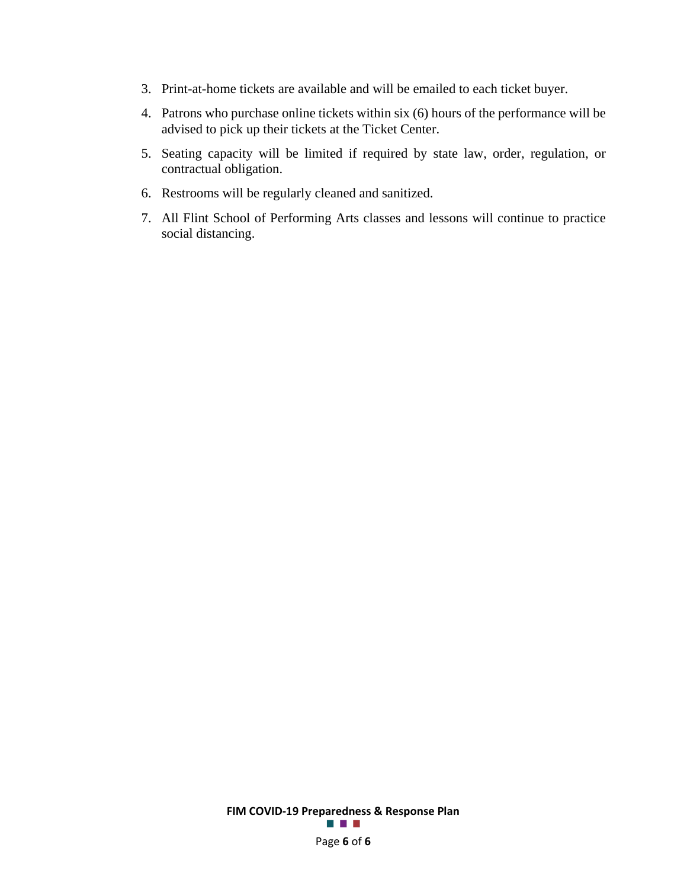3. Print-at-home tickets are available and will be emailed to each ticket buyer.
4. Patrons who purchase online tickets within six (6) hours of the performance will be advised to pick up their tickets at the Ticket Center.
5. Seating capacity will be limited if required by state law, order, regulation, or contractual obligation.
6. Restrooms will be regularly cleaned and sanitized.
7. All Flint School of Performing Arts classes and lessons will continue to practice social distancing.